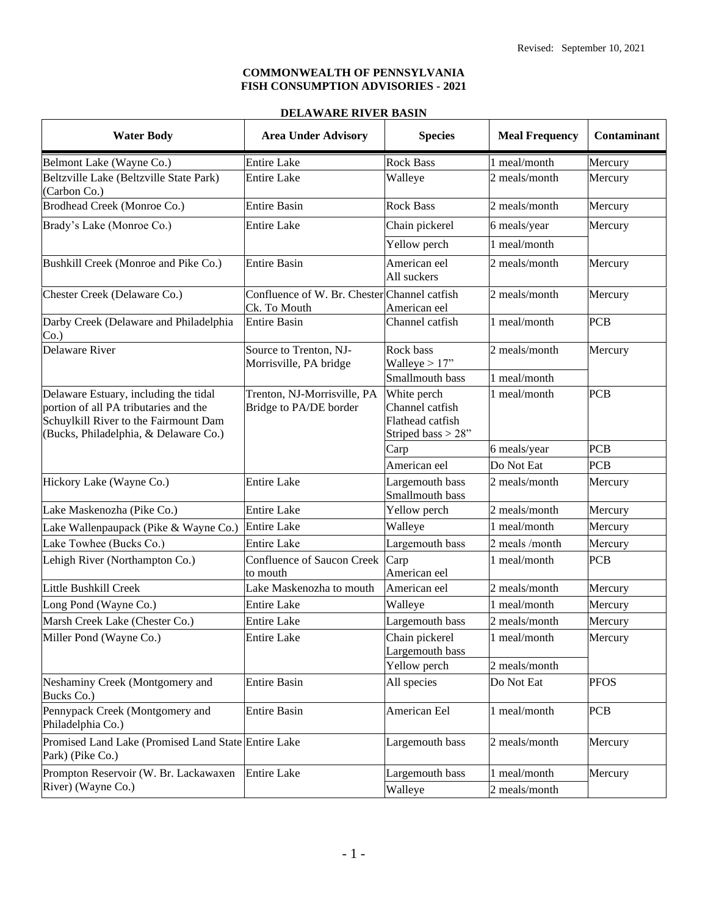Revised: September 10, 2021

**COMMONWEALTH OF PENNSYLVANIA**
**FISH CONSUMPTION ADVISORIES - 2021**

**DELAWARE RIVER BASIN**

| Water Body | Area Under Advisory | Species | Meal Frequency | Contaminant |
|---|---|---|---|---|
| Belmont Lake (Wayne Co.) | Entire Lake | Rock Bass | 1 meal/month | Mercury |
| Beltzville Lake (Beltzville State Park) (Carbon Co.) | Entire Lake | Walleye | 2 meals/month | Mercury |
| Brodhead Creek (Monroe Co.) | Entire Basin | Rock Bass | 2 meals/month | Mercury |
| Brady's Lake (Monroe Co.) | Entire Lake | Chain pickerel | 6 meals/year | Mercury |
| | | Yellow perch | 1 meal/month | |
| Bushkill Creek (Monroe and Pike Co.) | Entire Basin | American eel<br>All suckers | 2 meals/month | Mercury |
| Chester Creek (Delaware Co.) | Confluence of W. Br. Chester Ck. To Mouth | Channel catfish<br>American eel | 2 meals/month | Mercury |
| Darby Creek (Delaware and Philadelphia Co.) | Entire Basin | Channel catfish | 1 meal/month | PCB |
| Delaware River | Source to Trenton, NJ-Morrisville, PA bridge | Rock bass<br>Walleye > 17" | 2 meals/month | Mercury |
| | | Smallmouth bass | 1 meal/month | |
| Delaware Estuary, including the tidal portion of all PA tributaries and the Schuylkill River to the Fairmount Dam (Bucks, Philadelphia, & Delaware Co.) | Trenton, NJ-Morrisville, PA Bridge to PA/DE border | White perch<br>Channel catfish<br>Flathead catfish<br>Striped bass > 28" | 1 meal/month | PCB |
| | | Carp | 6 meals/year | PCB |
| | | American eel | Do Not Eat | PCB |
| Hickory Lake (Wayne Co.) | Entire Lake | Largemouth bass<br>Smallmouth bass | 2 meals/month | Mercury |
| Lake Maskenozha (Pike Co.) | Entire Lake | Yellow perch | 2 meals/month | Mercury |
| Lake Wallenpaupack (Pike & Wayne Co.) | Entire Lake | Walleye | 1 meal/month | Mercury |
| Lake Towhee (Bucks Co.) | Entire Lake | Largemouth bass | 2 meals /month | Mercury |
| Lehigh River (Northampton Co.) | Confluence of Saucon Creek to mouth | Carp<br>American eel | 1 meal/month | PCB |
| Little Bushkill Creek | Lake Maskenozha to mouth | American eel | 2 meals/month | Mercury |
| Long Pond (Wayne Co.) | Entire Lake | Walleye | 1 meal/month | Mercury |
| Marsh Creek Lake (Chester Co.) | Entire Lake | Largemouth bass | 2 meals/month | Mercury |
| Miller Pond (Wayne Co.) | Entire Lake | Chain pickerel<br>Largemouth bass | 1 meal/month | Mercury |
| | | Yellow perch | 2 meals/month | |
| Neshaminy Creek (Montgomery and Bucks Co.) | Entire Basin | All species | Do Not Eat | PFOS |
| Pennypack Creek (Montgomery and Philadelphia Co.) | Entire Basin | American Eel | 1 meal/month | PCB |
| Promised Land Lake (Promised Land State Park) (Pike Co.) | Entire Lake | Largemouth bass | 2 meals/month | Mercury |
| Prompton Reservoir (W. Br. Lackawaxen River) (Wayne Co.) | Entire Lake | Largemouth bass | 1 meal/month | Mercury |
| | | Walleye | 2 meals/month | |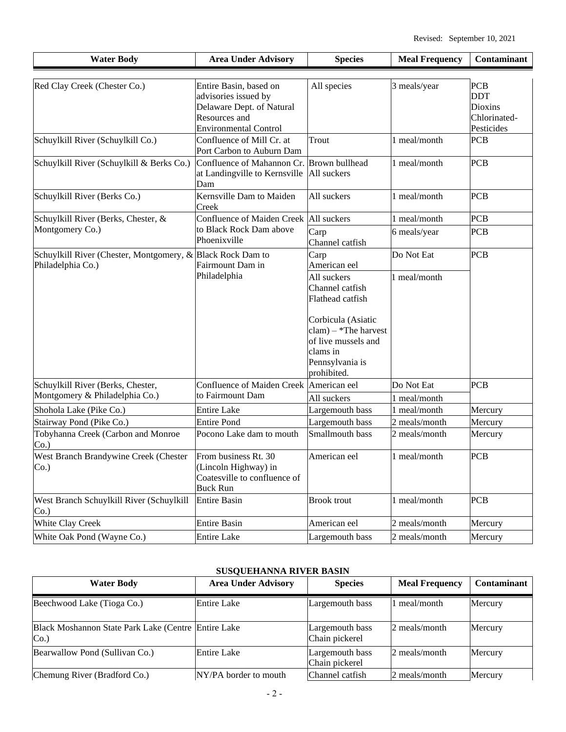Revised: September 10, 2021

| Water Body | Area Under Advisory | Species | Meal Frequency | Contaminant |
|---|---|---|---|---|
| Red Clay Creek (Chester Co.) | Entire Basin, based on advisories issued by Delaware Dept. of Natural Resources and Environmental Control | All species | 3 meals/year | PCB DDT Dioxins Chlorinated-Pesticides |
| Schuylkill River (Schuylkill Co.) | Confluence of Mill Cr. at Port Carbon to Auburn Dam | Trout | 1 meal/month | PCB |
| Schuylkill River (Schuylkill & Berks Co.) | Confluence of Mahannon Cr. at Landingville to Kernsville Dam | Brown bullhead All suckers | 1 meal/month | PCB |
| Schuylkill River (Berks Co.) | Kernsville Dam to Maiden Creek | All suckers | 1 meal/month | PCB |
| Schuylkill River (Berks, Chester, & Montgomery Co.) | Confluence of Maiden Creek to Black Rock Dam above Phoenixville | All suckers | 1 meal/month | PCB |
| | | Carp Channel catfish | 6 meals/year | PCB |
| Schuylkill River (Chester, Montgomery, & Philadelphia Co.) | Black Rock Dam to Fairmount Dam in Philadelphia | Carp American eel | Do Not Eat | PCB |
| | | All suckers Channel catfish Flathead catfish Corbicula (Asiatic clam) – *The harvest of live mussels and clams in Pennsylvania is prohibited. | 1 meal/month | |
| Schuylkill River (Berks, Chester, Montgomery & Philadelphia Co.) | Confluence of Maiden Creek to Fairmount Dam | American eel | Do Not Eat | PCB |
| | | All suckers | 1 meal/month | |
| Shohola Lake (Pike Co.) | Entire Lake | Largemouth bass | 1 meal/month | Mercury |
| Stairway Pond (Pike Co.) | Entire Pond | Largemouth bass | 2 meals/month | Mercury |
| Tobyhanna Creek (Carbon and Monroe Co.) | Pocono Lake dam to mouth | Smallmouth bass | 2 meals/month | Mercury |
| West Branch Brandywine Creek (Chester Co.) | From business Rt. 30 (Lincoln Highway) in Coatesville to confluence of Buck Run | American eel | 1 meal/month | PCB |
| West Branch Schuylkill River (Schuylkill Co.) | Entire Basin | Brook trout | 1 meal/month | PCB |
| White Clay Creek | Entire Basin | American eel | 2 meals/month | Mercury |
| White Oak Pond (Wayne Co.) | Entire Lake | Largemouth bass | 2 meals/month | Mercury |

## SUSQUEHANNA RIVER BASIN

| Water Body | Area Under Advisory | Species | Meal Frequency | Contaminant |
|---|---|---|---|---|
| Beechwood Lake (Tioga Co.) | Entire Lake | Largemouth bass | 1 meal/month | Mercury |
| Black Moshannon State Park Lake (Centre Co.) | Entire Lake | Largemouth bass Chain pickerel | 2 meals/month | Mercury |
| Bearwallow Pond (Sullivan Co.) | Entire Lake | Largemouth bass Chain pickerel | 2 meals/month | Mercury |
| Chemung River (Bradford Co.) | NY/PA border to mouth | Channel catfish | 2 meals/month | Mercury |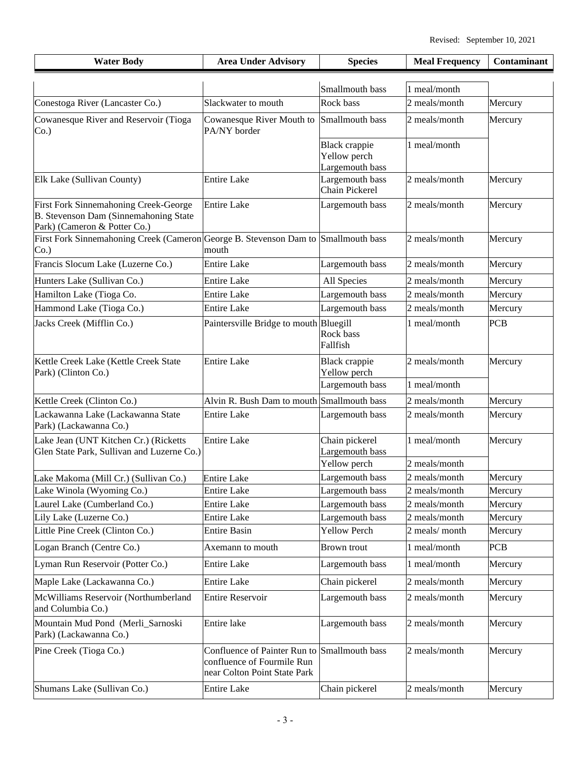Revised: September 10, 2021

| Water Body | Area Under Advisory | Species | Meal Frequency | Contaminant |
|---|---|---|---|---|
| | | Smallmouth bass | 1 meal/month | |
| Conestoga River (Lancaster Co.) | Slackwater to mouth | Rock bass | 2 meals/month | Mercury |
| Cowanesque River and Reservoir (Tioga Co.) | Cowanesque River Mouth to PA/NY border | Smallmouth bass | 2 meals/month | Mercury |
| | | Black crappie<br>Yellow perch<br>Largemouth bass | 1 meal/month | |
| Elk Lake (Sullivan County) | Entire Lake | Largemouth bass<br>Chain Pickerel | 2 meals/month | Mercury |
| First Fork Sinnemahoning Creek-George B. Stevenson Dam (Sinnemahoning State Park) (Cameron & Potter Co.) | Entire Lake | Largemouth bass | 2 meals/month | Mercury |
| First Fork Sinnemahoning Creek (Cameron Co.) | George B. Stevenson Dam to mouth | Smallmouth bass | 2 meals/month | Mercury |
| Francis Slocum Lake (Luzerne Co.) | Entire Lake | Largemouth bass | 2 meals/month | Mercury |
| Hunters Lake (Sullivan Co.) | Entire Lake | All Species | 2 meals/month | Mercury |
| Hamilton Lake (Tioga Co. | Entire Lake | Largemouth bass | 2 meals/month | Mercury |
| Hammond Lake (Tioga Co.) | Entire Lake | Largemouth bass | 2 meals/month | Mercury |
| Jacks Creek (Mifflin Co.) | Paintersville Bridge to mouth | Bluegill<br>Rock bass<br>Fallfish | 1 meal/month | PCB |
| Kettle Creek Lake (Kettle Creek State Park) (Clinton Co.) | Entire Lake | Black crappie<br>Yellow perch | 2 meals/month | Mercury |
| | | Largemouth bass | 1 meal/month | |
| Kettle Creek (Clinton Co.) | Alvin R. Bush Dam to mouth | Smallmouth bass | 2 meals/month | Mercury |
| Lackawanna Lake (Lackawanna State Park) (Lackawanna Co.) | Entire Lake | Largemouth bass | 2 meals/month | Mercury |
| Lake Jean (UNT Kitchen Cr.) (Ricketts Glen State Park, Sullivan and Luzerne Co.) | Entire Lake | Chain pickerel<br>Largemouth bass | 1 meal/month | Mercury |
| | | Yellow perch | 2 meals/month | |
| Lake Makoma (Mill Cr.) (Sullivan Co.) | Entire Lake | Largemouth bass | 2 meals/month | Mercury |
| Lake Winola (Wyoming Co.) | Entire Lake | Largemouth bass | 2 meals/month | Mercury |
| Laurel Lake (Cumberland Co.) | Entire Lake | Largemouth bass | 2 meals/month | Mercury |
| Lily Lake (Luzerne Co.) | Entire Lake | Largemouth bass | 2 meals/month | Mercury |
| Little Pine Creek (Clinton Co.) | Entire Basin | Yellow Perch | 2 meals/ month | Mercury |
| Logan Branch (Centre Co.) | Axemann to mouth | Brown trout | 1 meal/month | PCB |
| Lyman Run Reservoir (Potter Co.) | Entire Lake | Largemouth bass | 1 meal/month | Mercury |
| Maple Lake (Lackawanna Co.) | Entire Lake | Chain pickerel | 2 meals/month | Mercury |
| McWilliams Reservoir (Northumberland and Columbia Co.) | Entire Reservoir | Largemouth bass | 2 meals/month | Mercury |
| Mountain Mud Pond (Merli_Sarnoski Park) (Lackawanna Co.) | Entire lake | Largemouth bass | 2 meals/month | Mercury |
| Pine Creek (Tioga Co.) | Confluence of Painter Run to confluence of Fourmile Run near Colton Point State Park | Smallmouth bass | 2 meals/month | Mercury |
| Shumans Lake (Sullivan Co.) | Entire Lake | Chain pickerel | 2 meals/month | Mercury |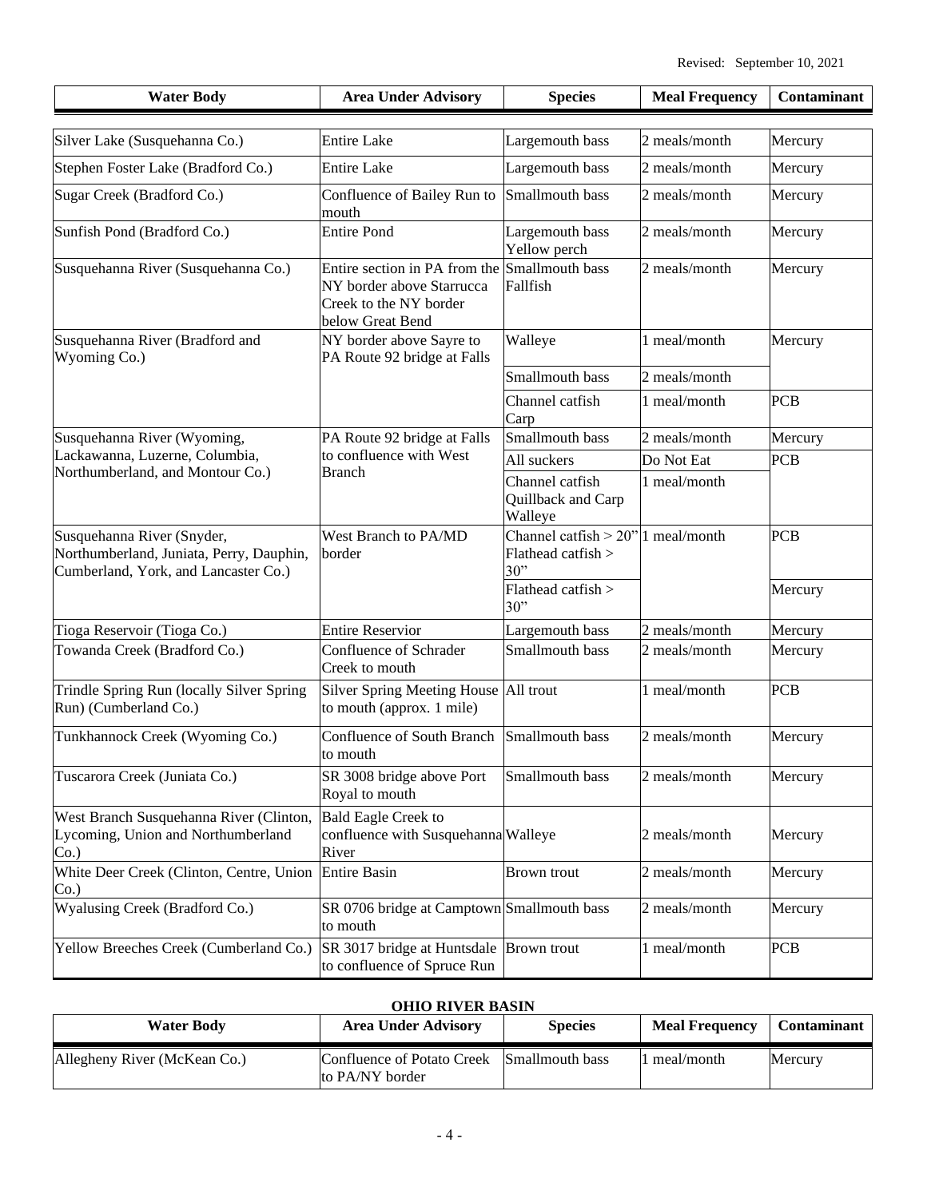Revised: September 10, 2021

| Water Body | Area Under Advisory | Species | Meal Frequency | Contaminant |
|---|---|---|---|---|
| Silver Lake (Susquehanna Co.) | Entire Lake | Largemouth bass | 2 meals/month | Mercury |
| Stephen Foster Lake (Bradford Co.) | Entire Lake | Largemouth bass | 2 meals/month | Mercury |
| Sugar Creek (Bradford Co.) | Confluence of Bailey Run to mouth | Smallmouth bass | 2 meals/month | Mercury |
| Sunfish Pond (Bradford Co.) | Entire Pond | Largemouth bass<br>Yellow perch | 2 meals/month | Mercury |
| Susquehanna River (Susquehanna Co.) | Entire section in PA from the NY border above Starrucca Creek to the NY border below Great Bend | Smallmouth bass<br>Fallfish | 2 meals/month | Mercury |
| Susquehanna River (Bradford and Wyoming Co.) | NY border above Sayre to PA Route 92 bridge at Falls | Walleye | 1 meal/month | Mercury |
| | | Smallmouth bass | 2 meals/month | |
| | | Channel catfish<br>Carp | 1 meal/month | PCB |
| Susquehanna River (Wyoming, Lackawanna, Luzerne, Columbia, Northumberland, and Montour Co.) | PA Route 92 bridge at Falls to confluence with West Branch | Smallmouth bass | 2 meals/month | Mercury |
| | | All suckers | Do Not Eat | PCB |
| | | Channel catfish<br>Quillback and Carp<br>Walleye | 1 meal/month | |
| Susquehanna River (Snyder, Northumberland, Juniata, Perry, Dauphin, Cumberland, York, and Lancaster Co.) | West Branch to PA/MD border | Channel catfish > 20"<br>Flathead catfish > 30" | 1 meal/month | PCB |
| | | Flathead catfish > 30" | | Mercury |
| Tioga Reservoir (Tioga Co.) | Entire Reservior | Largemouth bass | 2 meals/month | Mercury |
| Towanda Creek (Bradford Co.) | Confluence of Schrader Creek to mouth | Smallmouth bass | 2 meals/month | Mercury |
| Trindle Spring Run (locally Silver Spring Run) (Cumberland Co.) | Silver Spring Meeting House to mouth (approx. 1 mile) | All trout | 1 meal/month | PCB |
| Tunkhannock Creek (Wyoming Co.) | Confluence of South Branch to mouth | Smallmouth bass | 2 meals/month | Mercury |
| Tuscarora Creek (Juniata Co.) | SR 3008 bridge above Port Royal to mouth | Smallmouth bass | 2 meals/month | Mercury |
| West Branch Susquehanna River (Clinton, Lycoming, Union and Northumberland Co.) | Bald Eagle Creek to confluence with Susquehanna River | Walleye | 2 meals/month | Mercury |
| White Deer Creek (Clinton, Centre, Union Co.) | Entire Basin | Brown trout | 2 meals/month | Mercury |
| Wyalusing Creek (Bradford Co.) | SR 0706 bridge at Camptown to mouth | Smallmouth bass | 2 meals/month | Mercury |
| Yellow Breeches Creek (Cumberland Co.) | SR 3017 bridge at Huntsdale to confluence of Spruce Run | Brown trout | 1 meal/month | PCB |

**OHIO RIVER BASIN**

| Water Body | Area Under Advisory | Species | Meal Frequency | Contaminant |
|---|---|---|---|---|
| Allegheny River (McKean Co.) | Confluence of Potato Creek to PA/NY border | Smallmouth bass | 1 meal/month | Mercury |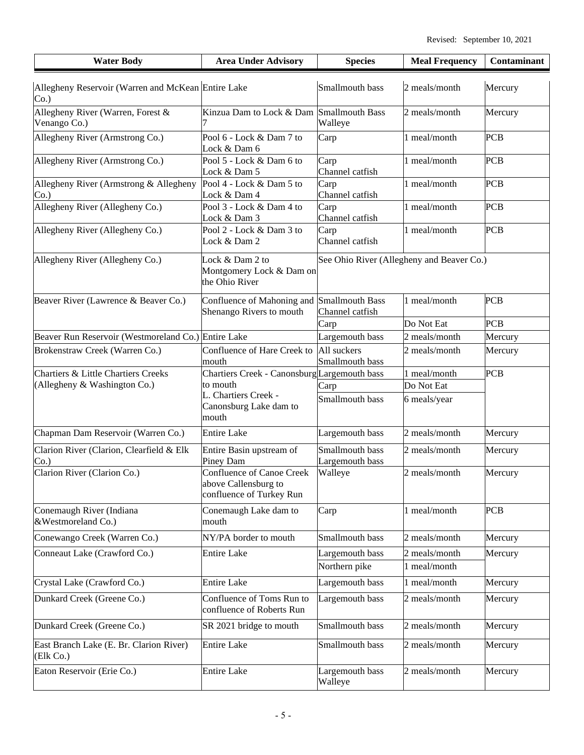Revised: September 10, 2021

| Water Body | Area Under Advisory | Species | Meal Frequency | Contaminant |
|---|---|---|---|---|
| Allegheny Reservoir (Warren and McKean Co.) | Entire Lake | Smallmouth bass | 2 meals/month | Mercury |
| Allegheny River (Warren, Forest & Venango Co.) | Kinzua Dam to Lock & Dam 7 | Smallmouth Bass Walleye | 2 meals/month | Mercury |
| Allegheny River (Armstrong Co.) | Pool 6 - Lock & Dam 7 to Lock & Dam 6 | Carp | 1 meal/month | PCB |
| Allegheny River (Armstrong Co.) | Pool 5 - Lock & Dam 6 to Lock & Dam 5 | Carp Channel catfish | 1 meal/month | PCB |
| Allegheny River (Armstrong & Allegheny Co.) | Pool 4 - Lock & Dam 5 to Lock & Dam 4 | Carp Channel catfish | 1 meal/month | PCB |
| Allegheny River (Allegheny Co.) | Pool 3 - Lock & Dam 4 to Lock & Dam 3 | Carp Channel catfish | 1 meal/month | PCB |
| Allegheny River (Allegheny Co.) | Pool 2 - Lock & Dam 3 to Lock & Dam 2 | Carp Channel catfish | 1 meal/month | PCB |
| Allegheny River (Allegheny Co.) | Lock & Dam 2 to Montgomery Lock & Dam on the Ohio River | See Ohio River (Allegheny and Beaver Co.) | | |
| Beaver River (Lawrence & Beaver Co.) | Confluence of Mahoning and Shenango Rivers to mouth | Smallmouth Bass Channel catfish | 1 meal/month | PCB |
| | | Carp | Do Not Eat | PCB |
| Beaver Run Reservoir (Westmoreland Co.) | Entire Lake | Largemouth bass | 2 meals/month | Mercury |
| Brokenstraw Creek (Warren Co.) | Confluence of Hare Creek to mouth | All suckers Smallmouth bass | 2 meals/month | Mercury |
| Chartiers & Little Chartiers Creeks (Allegheny & Washington Co.) | Chartiers Creek - Canonsburg to mouth | Largemouth bass | 1 meal/month | PCB |
| | | Carp | Do Not Eat | |
| | L. Chartiers Creek - Canonsburg Lake dam to mouth | Smallmouth bass | 6 meals/year | |
| Chapman Dam Reservoir (Warren Co.) | Entire Lake | Largemouth bass | 2 meals/month | Mercury |
| Clarion River (Clarion, Clearfield & Elk Co.) | Entire Basin upstream of Piney Dam | Smallmouth bass Largemouth bass | 2 meals/month | Mercury |
| Clarion River (Clarion Co.) | Confluence of Canoe Creek above Callensburg to confluence of Turkey Run | Walleye | 2 meals/month | Mercury |
| Conemaugh River (Indiana &Westmoreland Co.) | Conemaugh Lake dam to mouth | Carp | 1 meal/month | PCB |
| Conewango Creek (Warren Co.) | NY/PA border to mouth | Smallmouth bass | 2 meals/month | Mercury |
| Conneaut Lake (Crawford Co.) | Entire Lake | Largemouth bass | 2 meals/month | Mercury |
| | | Northern pike | 1 meal/month | |
| Crystal Lake (Crawford Co.) | Entire Lake | Largemouth bass | 1 meal/month | Mercury |
| Dunkard Creek (Greene Co.) | Confluence of Toms Run to confluence of Roberts Run | Largemouth bass | 2 meals/month | Mercury |
| Dunkard Creek (Greene Co.) | SR 2021 bridge to mouth | Smallmouth bass | 2 meals/month | Mercury |
| East Branch Lake (E. Br. Clarion River) (Elk Co.) | Entire Lake | Smallmouth bass | 2 meals/month | Mercury |
| Eaton Reservoir (Erie Co.) | Entire Lake | Largemouth bass Walleye | 2 meals/month | Mercury |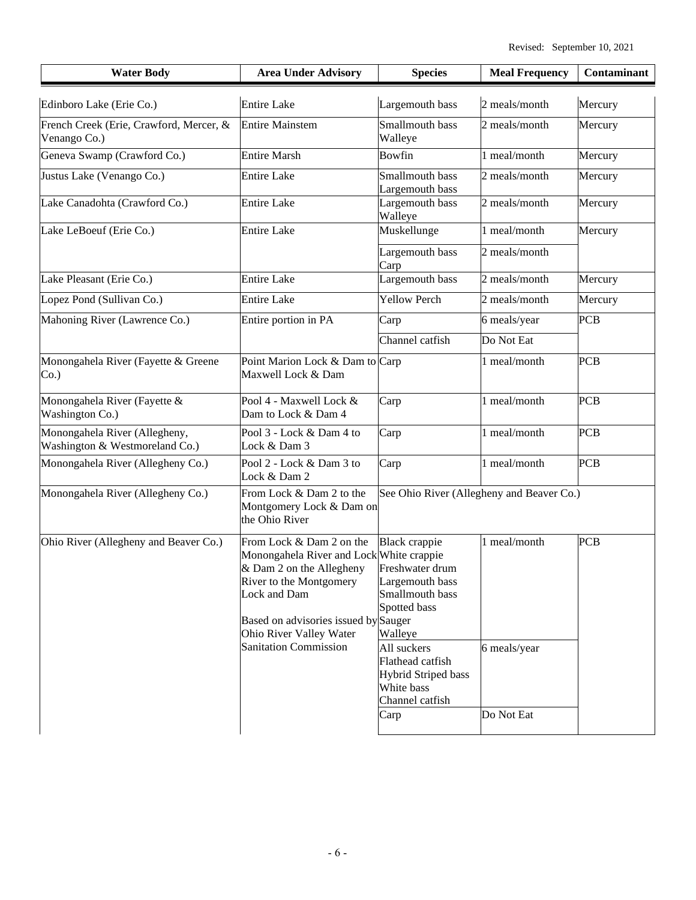Revised: September 10, 2021

| Water Body | Area Under Advisory | Species | Meal Frequency | Contaminant |
|---|---|---|---|---|
| Edinboro Lake (Erie Co.) | Entire Lake | Largemouth bass | 2 meals/month | Mercury |
| French Creek (Erie, Crawford, Mercer, & Venango Co.) | Entire Mainstem | Smallmouth bass<br>Walleye | 2 meals/month | Mercury |
| Geneva Swamp (Crawford Co.) | Entire Marsh | Bowfin | 1 meal/month | Mercury |
| Justus Lake (Venango Co.) | Entire Lake | Smallmouth bass<br>Largemouth bass | 2 meals/month | Mercury |
| Lake Canadohta (Crawford Co.) | Entire Lake | Largemouth bass<br>Walleye | 2 meals/month | Mercury |
| Lake LeBoeuf (Erie Co.) | Entire Lake | Muskellunge | 1 meal/month | Mercury |
| | | Largemouth bass<br>Carp | 2 meals/month | |
| Lake Pleasant (Erie Co.) | Entire Lake | Largemouth bass | 2 meals/month | Mercury |
| Lopez Pond (Sullivan Co.) | Entire Lake | Yellow Perch | 2 meals/month | Mercury |
| Mahoning River (Lawrence Co.) | Entire portion in PA | Carp | 6 meals/year | PCB |
| | | Channel catfish | Do Not Eat | |
| Monongahela River (Fayette & Greene Co.) | Point Marion Lock & Dam to Maxwell Lock & Dam | Carp | 1 meal/month | PCB |
| Monongahela River (Fayette & Washington Co.) | Pool 4 - Maxwell Lock & Dam to Lock & Dam 4 | Carp | 1 meal/month | PCB |
| Monongahela River (Allegheny, Washington & Westmoreland Co.) | Pool 3 - Lock & Dam 4 to Lock & Dam 3 | Carp | 1 meal/month | PCB |
| Monongahela River (Allegheny Co.) | Pool 2 - Lock & Dam 3 to Lock & Dam 2 | Carp | 1 meal/month | PCB |
| Monongahela River (Allegheny Co.) | From Lock & Dam 2 to the Montgomery Lock & Dam on the Ohio River | See Ohio River (Allegheny and Beaver Co.) | | |
| Ohio River (Allegheny and Beaver Co.) | From Lock & Dam 2 on the Monongahela River and Lock & Dam 2 on the Allegheny River to the Montgomery Lock and Dam<br><br>Based on advisories issued by Ohio River Valley Water Sanitation Commission | Black crappie<br>White crappie<br>Freshwater drum<br>Largemouth bass<br>Smallmouth bass<br>Spotted bass<br>Sauger<br>Walleye | 1 meal/month | PCB |
| | | All suckers<br>Flathead catfish<br>Hybrid Striped bass<br>White bass<br>Channel catfish | 6 meals/year | |
| | | Carp | Do Not Eat | |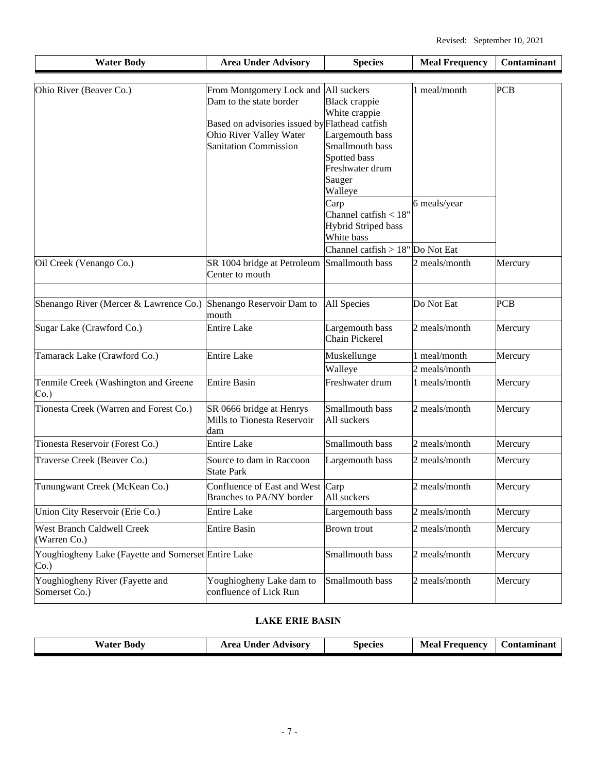Revised: September 10, 2021

| Water Body | Area Under Advisory | Species | Meal Frequency | Contaminant |
|---|---|---|---|---|
| Ohio River (Beaver Co.) | From Montgomery Lock and Dam to the state border<br><br>Based on advisories issued by Ohio River Valley Water Sanitation Commission | All suckers<br>Black crappie<br>White crappie<br>Flathead catfish<br>Largemouth bass<br>Smallmouth bass<br>Spotted bass<br>Freshwater drum<br>Sauger<br>Walleye | 1 meal/month | PCB |
| | | Carp<br>Channel catfish < 18"<br>Hybrid Striped bass<br>White bass | 6 meals/year | |
| | | Channel catfish > 18" | Do Not Eat | |
| Oil Creek (Venango Co.) | SR 1004 bridge at Petroleum Center to mouth | Smallmouth bass | 2 meals/month | Mercury |
| | | | | |
| Shenango River (Mercer & Lawrence Co.) | Shenango Reservoir Dam to mouth | All Species | Do Not Eat | PCB |
| Sugar Lake (Crawford Co.) | Entire Lake | Largemouth bass<br>Chain Pickerel | 2 meals/month | Mercury |
| Tamarack Lake (Crawford Co.) | Entire Lake | Muskellunge | 1 meal/month | Mercury |
| | | Walleye | 2 meals/month | |
| Tenmile Creek (Washington and Greene Co.) | Entire Basin | Freshwater drum | 1 meals/month | Mercury |
| Tionesta Creek (Warren and Forest Co.) | SR 0666 bridge at Henrys Mills to Tionesta Reservoir dam | Smallmouth bass<br>All suckers | 2 meals/month | Mercury |
| Tionesta Reservoir (Forest Co.) | Entire Lake | Smallmouth bass | 2 meals/month | Mercury |
| Traverse Creek (Beaver Co.) | Source to dam in Raccoon State Park | Largemouth bass | 2 meals/month | Mercury |
| Tunungwant Creek (McKean Co.) | Confluence of East and West Branches to PA/NY border | Carp<br>All suckers | 2 meals/month | Mercury |
| Union City Reservoir (Erie Co.) | Entire Lake | Largemouth bass | 2 meals/month | Mercury |
| West Branch Caldwell Creek (Warren Co.) | Entire Basin | Brown trout | 2 meals/month | Mercury |
| Youghiogheny Lake (Fayette and Somerset Co.) | Entire Lake | Smallmouth bass | 2 meals/month | Mercury |
| Youghiogheny River (Fayette and Somerset Co.) | Youghiogheny Lake dam to confluence of Lick Run | Smallmouth bass | 2 meals/month | Mercury |

## LAKE ERIE BASIN

| Water Body | Area Under Advisory | Species | Meal Frequency | Contaminant |
|---|---|---|---|---|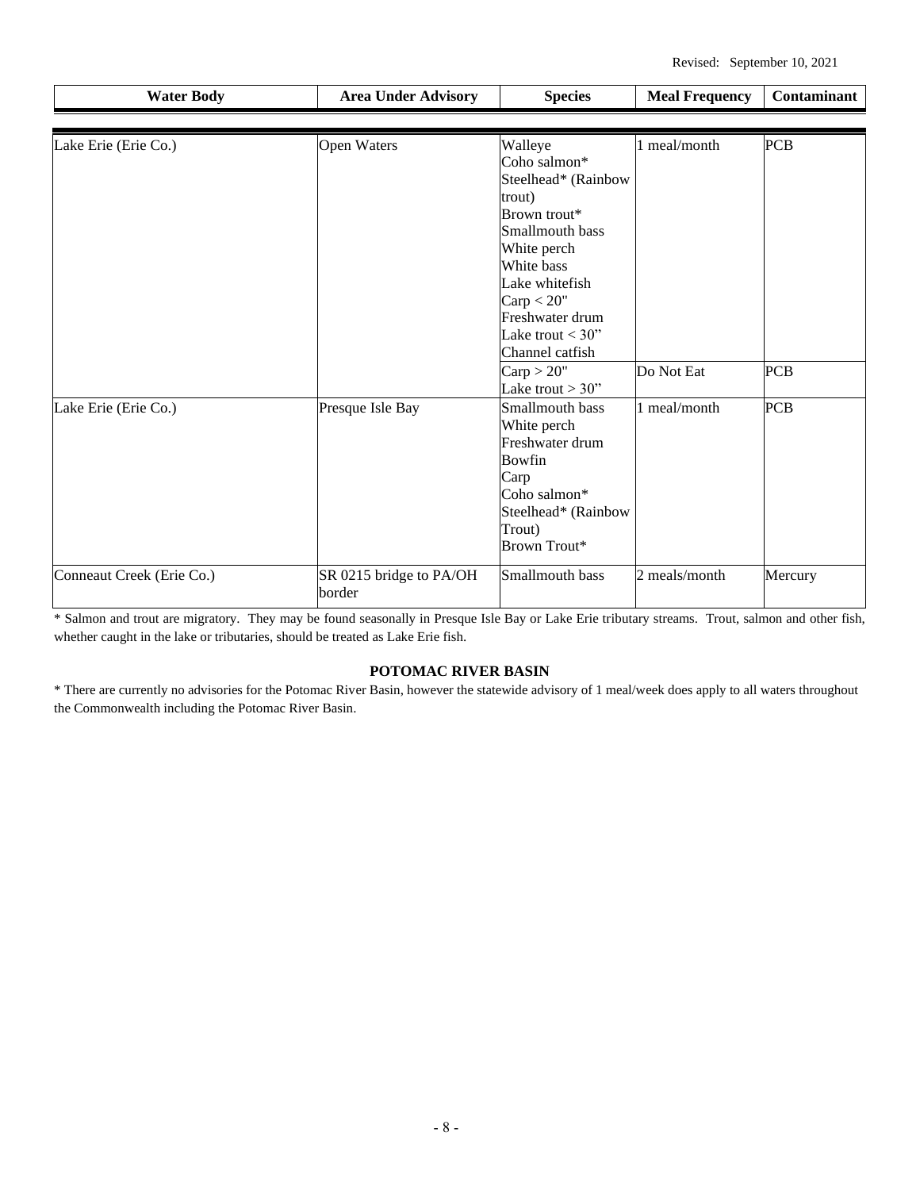Revised: September 10, 2021

| Water Body | Area Under Advisory | Species | Meal Frequency | Contaminant |
|---|---|---|---|---|
| Lake Erie (Erie Co.) | Open Waters | Walleye<br>Coho salmon*<br>Steelhead* (Rainbow trout)<br>Brown trout*<br>Smallmouth bass<br>White perch<br>White bass<br>Lake whitefish<br>Carp < 20"<br>Freshwater drum<br>Lake trout < 30”<br>Channel catfish | 1 meal/month | PCB |
| | | Carp > 20"<br>Lake trout > 30” | Do Not Eat | PCB |
| Lake Erie (Erie Co.) | Presque Isle Bay | Smallmouth bass<br>White perch<br>Freshwater drum<br>Bowfin<br>Carp<br>Coho salmon*<br>Steelhead* (Rainbow Trout)<br>Brown Trout* | 1 meal/month | PCB |
| Conneaut Creek (Erie Co.) | SR 0215 bridge to PA/OH border | Smallmouth bass | 2 meals/month | Mercury |

* Salmon and trout are migratory. They may be found seasonally in Presque Isle Bay or Lake Erie tributary streams. Trout, salmon and other fish, whether caught in the lake or tributaries, should be treated as Lake Erie fish.

**POTOMAC RIVER BASIN**

* There are currently no advisories for the Potomac River Basin, however the statewide advisory of 1 meal/week does apply to all waters throughout the Commonwealth including the Potomac River Basin.